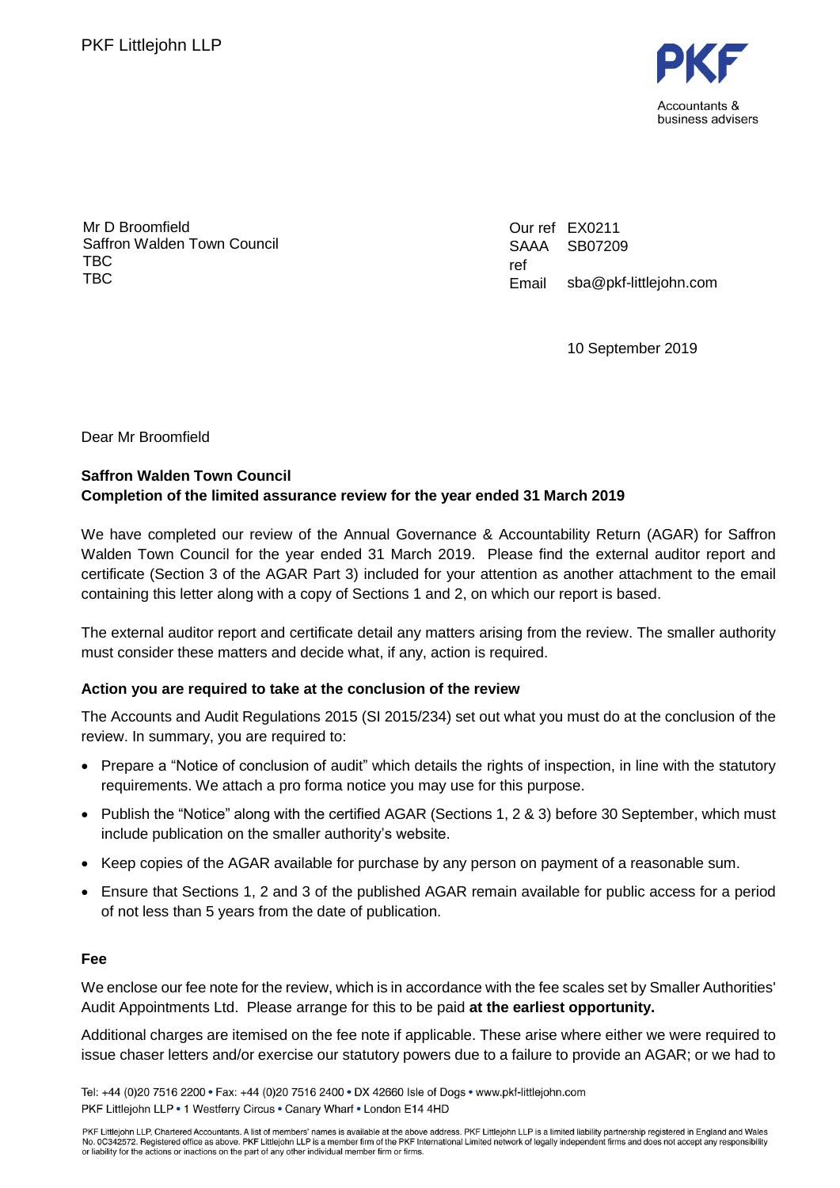PKF Littlejohn LLP

PKF
Accountants & business advisers

Mr D Broomfield
Saffron Walden Town Council
TBC
TBC

Our ref EX0211
SAAA ref SB07209
Email sba@pkf-littlejohn.com

10 September 2019

Dear Mr Broomfield

**Saffron Walden Town Council**
**Completion of the limited assurance review for the year ended 31 March 2019**

We have completed our review of the Annual Governance & Accountability Return (AGAR) for Saffron Walden Town Council for the year ended 31 March 2019. Please find the external auditor report and certificate (Section 3 of the AGAR Part 3) included for your attention as another attachment to the email containing this letter along with a copy of Sections 1 and 2, on which our report is based.

The external auditor report and certificate detail any matters arising from the review. The smaller authority must consider these matters and decide what, if any, action is required.

**Action you are required to take at the conclusion of the review**

The Accounts and Audit Regulations 2015 (SI 2015/234) set out what you must do at the conclusion of the review. In summary, you are required to:

- Prepare a "Notice of conclusion of audit" which details the rights of inspection, in line with the statutory requirements. We attach a pro forma notice you may use for this purpose.
- Publish the "Notice" along with the certified AGAR (Sections 1, 2 & 3) before 30 September, which must include publication on the smaller authority's website.
- Keep copies of the AGAR available for purchase by any person on payment of a reasonable sum.
- Ensure that Sections 1, 2 and 3 of the published AGAR remain available for public access for a period of not less than 5 years from the date of publication.

**Fee**

We enclose our fee note for the review, which is in accordance with the fee scales set by Smaller Authorities' Audit Appointments Ltd. Please arrange for this to be paid **at the earliest opportunity.**

Additional charges are itemised on the fee note if applicable. These arise where either we were required to issue chaser letters and/or exercise our statutory powers due to a failure to provide an AGAR; or we had to

Tel: +44 (0)20 7516 2200 • Fax: +44 (0)20 7516 2400 • DX 42660 Isle of Dogs • www.pkf-littlejohn.com
PKF Littlejohn LLP • 1 Westferry Circus • Canary Wharf • London E14 4HD

PKF Littlejohn LLP, Chartered Accountants. A list of members' names is available at the above address. PKF Littlejohn LLP is a limited liability partnership registered in England and Wales No. 0C342572. Registered office as above. PKF Littlejohn LLP is a member firm of the PKF International Limited network of legally independent firms and does not accept any responsibility or liability for the actions or inactions on the part of any other individual member firm or firms.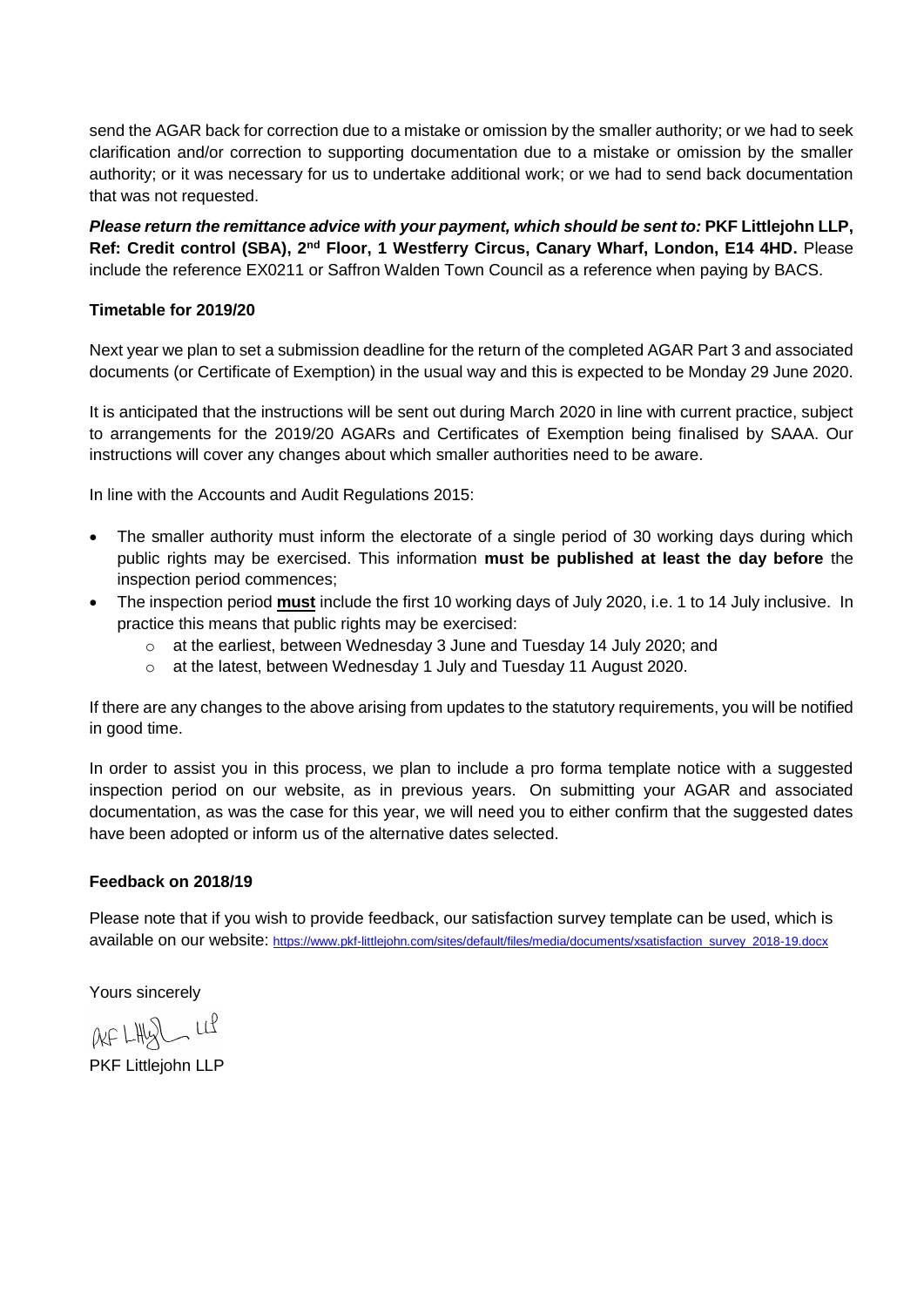send the AGAR back for correction due to a mistake or omission by the smaller authority; or we had to seek clarification and/or correction to supporting documentation due to a mistake or omission by the smaller authority; or it was necessary for us to undertake additional work; or we had to send back documentation that was not requested.

***Please return the remittance advice with your payment, which should be sent to:*** **PKF Littlejohn LLP, Ref: Credit control (SBA), 2nd Floor, 1 Westferry Circus, Canary Wharf, London, E14 4HD.** Please include the reference EX0211 or Saffron Walden Town Council as a reference when paying by BACS.

**Timetable for 2019/20**

Next year we plan to set a submission deadline for the return of the completed AGAR Part 3 and associated documents (or Certificate of Exemption) in the usual way and this is expected to be Monday 29 June 2020.

It is anticipated that the instructions will be sent out during March 2020 in line with current practice, subject to arrangements for the 2019/20 AGARs and Certificates of Exemption being finalised by SAAA. Our instructions will cover any changes about which smaller authorities need to be aware.

In line with the Accounts and Audit Regulations 2015:

- The smaller authority must inform the electorate of a single period of 30 working days during which public rights may be exercised. This information **must be published at least the day before** the inspection period commences;
- The inspection period **must** include the first 10 working days of July 2020, i.e. 1 to 14 July inclusive. In practice this means that public rights may be exercised:
  - at the earliest, between Wednesday 3 June and Tuesday 14 July 2020; and
  - at the latest, between Wednesday 1 July and Tuesday 11 August 2020.

If there are any changes to the above arising from updates to the statutory requirements, you will be notified in good time.

In order to assist you in this process, we plan to include a pro forma template notice with a suggested inspection period on our website, as in previous years. On submitting your AGAR and associated documentation, as was the case for this year, we will need you to either confirm that the suggested dates have been adopted or inform us of the alternative dates selected.

**Feedback on 2018/19**

Please note that if you wish to provide feedback, our satisfaction survey template can be used, which is available on our website: https://www.pkf-littlejohn.com/sites/default/files/media/documents/xsatisfaction_survey_2018-19.docx

Yours sincerely

PKF Littlejohn LLP

PKF Littlejohn LLP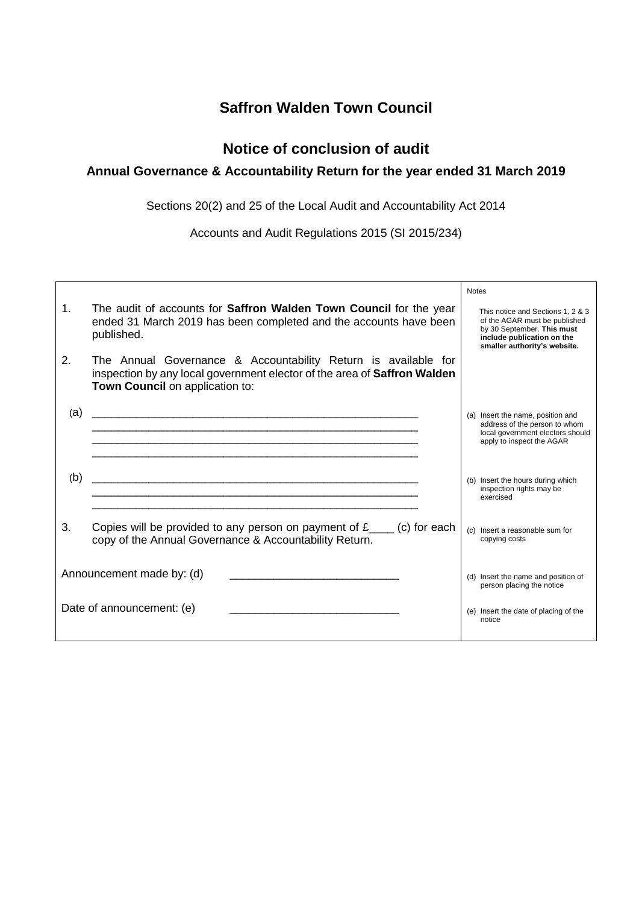# Saffron Walden Town Council

## Notice of conclusion of audit

### Annual Governance & Accountability Return for the year ended 31 March 2019

Sections 20(2) and 25 of the Local Audit and Accountability Act 2014

Accounts and Audit Regulations 2015 (SI 2015/234)

| | Notes |
|---|---|
| 1. The audit of accounts for **Saffron Walden Town Council** for the year ended 31 March 2019 has been completed and the accounts have been published. | This notice and Sections 1, 2 & 3 of the AGAR must be published by 30 September. **This must include publication on the smaller authority's website.** |
| 2. The Annual Governance & Accountability Return is available for inspection by any local government elector of the area of **Saffron Walden Town Council** on application to: | |
| (a) ______________________________________________________ ______________________________________________________ ______________________________________________________ ______________________________________________________ | (a) Insert the name, position and address of the person to whom local government electors should apply to inspect the AGAR |
| (b) ______________________________________________________ ______________________________________________________ ______________________________________________________ | (b) Insert the hours during which inspection rights may be exercised |
| 3. Copies will be provided to any person on payment of £____ (c) for each copy of the Annual Governance & Accountability Return. | (c) Insert a reasonable sum for copying costs |
| Announcement made by: (d) ___________________________ | (d) Insert the name and position of person placing the notice |
| Date of announcement: (e) ___________________________ | (e) Insert the date of placing of the notice |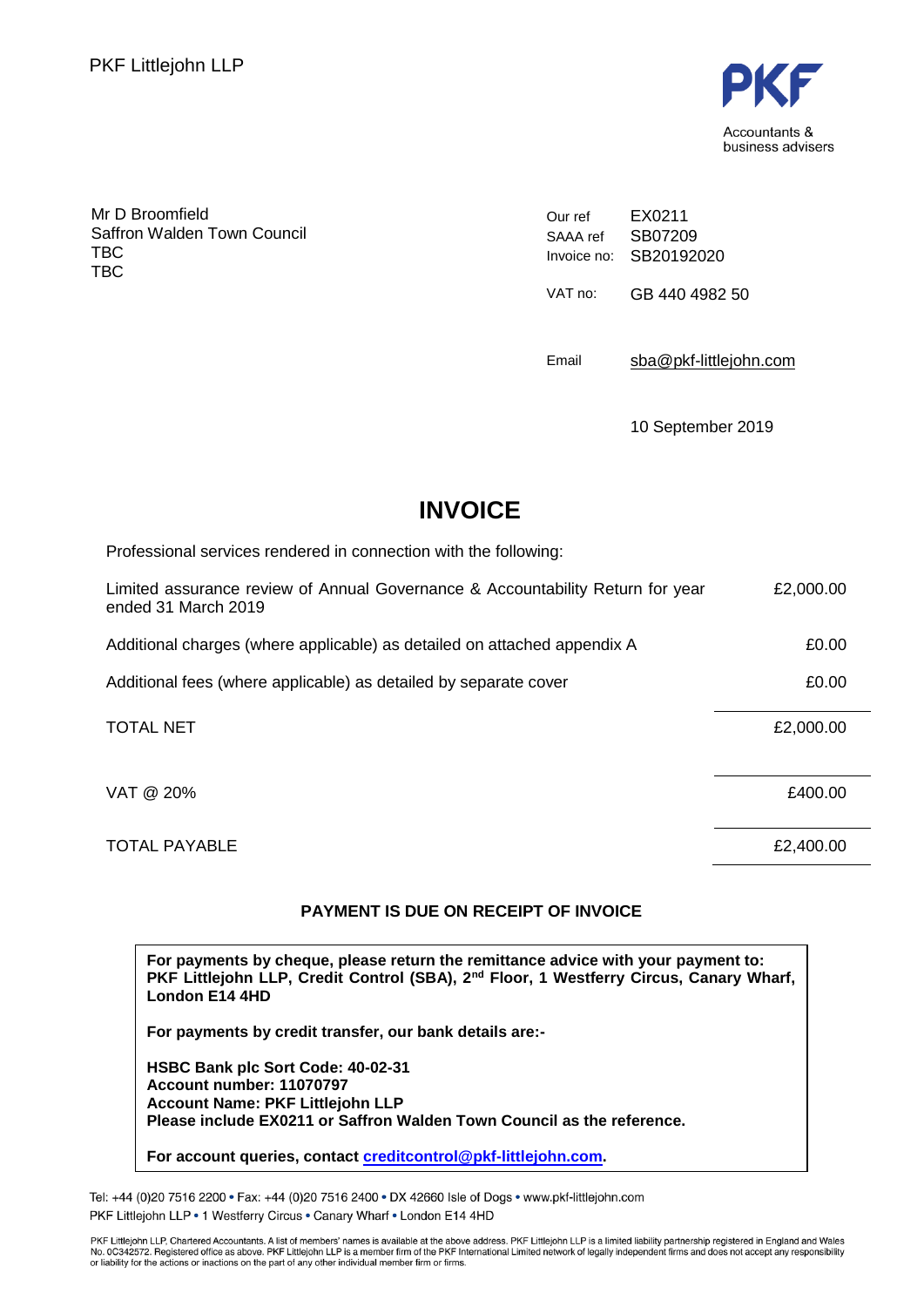PKF Littlejohn LLP

PKF
Accountants & business advisers

Mr D Broomfield
Saffron Walden Town Council
TBC
TBC

| | |
|---|---|
| Our ref | EX0211 |
| SAAA ref | SB07209 |
| Invoice no: | SB20192020 |
| VAT no: | GB 440 4982 50 |
| Email | sba@pkf-littlejohn.com |

10 September 2019

# INVOICE

Professional services rendered in connection with the following:

| | |
|---|---|
| Limited assurance review of Annual Governance & Accountability Return for year ended 31 March 2019 | £2,000.00 |
| Additional charges (where applicable) as detailed on attached appendix A | £0.00 |
| Additional fees (where applicable) as detailed by separate cover | £0.00 |
| TOTAL NET | £2,000.00 |
| VAT @ 20% | £400.00 |
| TOTAL PAYABLE | £2,400.00 |

**PAYMENT IS DUE ON RECEIPT OF INVOICE**

**For payments by cheque, please return the remittance advice with your payment to: PKF Littlejohn LLP, Credit Control (SBA), 2nd Floor, 1 Westferry Circus, Canary Wharf, London E14 4HD**

**For payments by credit transfer, our bank details are:-**

**HSBC Bank plc Sort Code: 40-02-31**
**Account number: 11070797**
**Account Name: PKF Littlejohn LLP**
**Please include EX0211 or Saffron Walden Town Council as the reference.**

**For account queries, contact creditcontrol@pkf-littlejohn.com.**

Tel: +44 (0)20 7516 2200 • Fax: +44 (0)20 7516 2400 • DX 42660 Isle of Dogs • www.pkf-littlejohn.com
PKF Littlejohn LLP • 1 Westferry Circus • Canary Wharf • London E14 4HD

PKF Littlejohn LLP, Chartered Accountants. A list of members' names is available at the above address. PKF Littlejohn LLP is a limited liability partnership registered in England and Wales No. 0C342572. Registered office as above. PKF Littlejohn LLP is a member firm of the PKF International Limited network of legally independent firms and does not accept any responsibility or liability for the actions or inactions on the part of any other individual member firm or firms.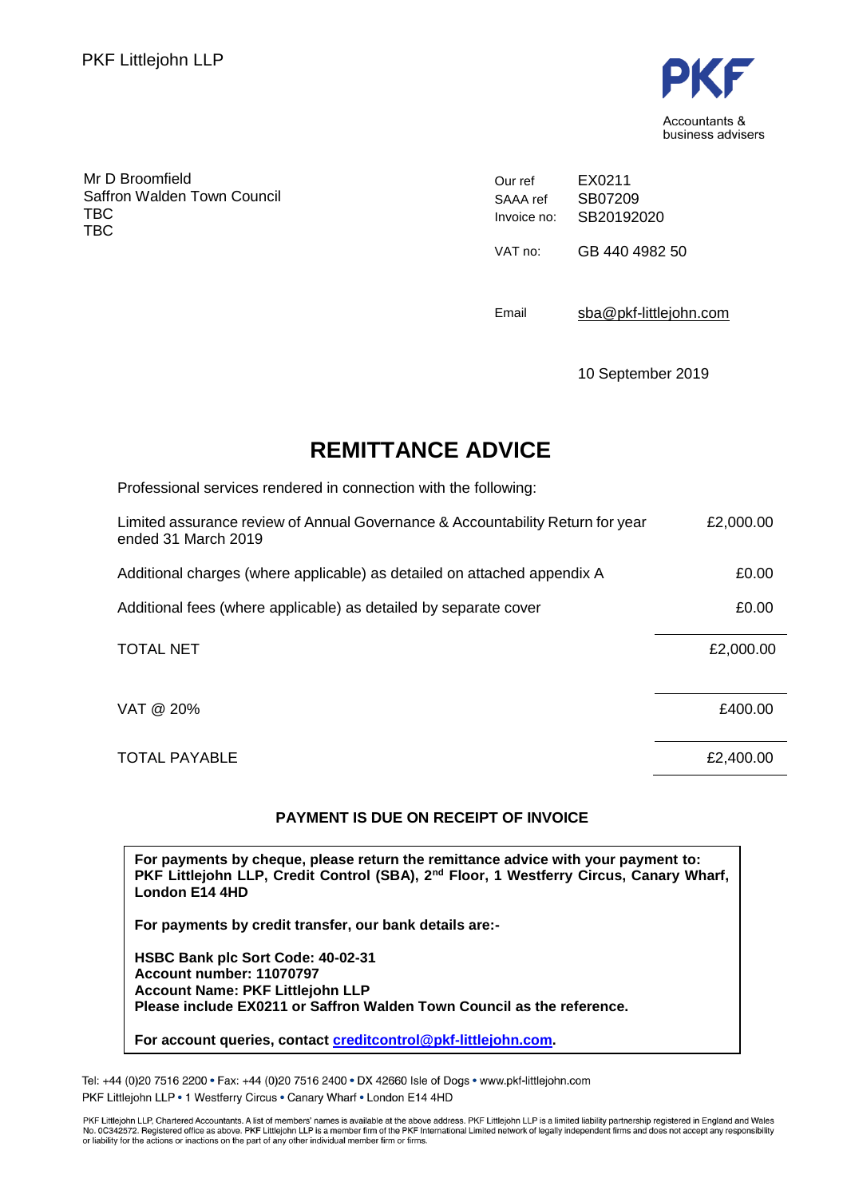PKF Littlejohn LLP

PKF
Accountants & business advisers

Mr D Broomfield
Saffron Walden Town Council
TBC
TBC

| | |
|---|---|
| Our ref | EX0211 |
| SAAA ref | SB07209 |
| Invoice no: | SB20192020 |
| VAT no: | GB 440 4982 50 |
| Email | sba@pkf-littlejohn.com |

10 September 2019

# REMITTANCE ADVICE

Professional services rendered in connection with the following:

| | |
|---|---|
| Limited assurance review of Annual Governance & Accountability Return for year ended 31 March 2019 | £2,000.00 |
| Additional charges (where applicable) as detailed on attached appendix A | £0.00 |
| Additional fees (where applicable) as detailed by separate cover | £0.00 |
| TOTAL NET | £2,000.00 |
| VAT @ 20% | £400.00 |
| TOTAL PAYABLE | £2,400.00 |

**PAYMENT IS DUE ON RECEIPT OF INVOICE**

**For payments by cheque, please return the remittance advice with your payment to: PKF Littlejohn LLP, Credit Control (SBA), 2nd Floor, 1 Westferry Circus, Canary Wharf, London E14 4HD**

**For payments by credit transfer, our bank details are:-**

**HSBC Bank plc Sort Code: 40-02-31**
**Account number: 11070797**
**Account Name: PKF Littlejohn LLP**
**Please include EX0211 or Saffron Walden Town Council as the reference.**

**For account queries, contact creditcontrol@pkf-littlejohn.com.**

Tel: +44 (0)20 7516 2200 • Fax: +44 (0)20 7516 2400 • DX 42660 Isle of Dogs • www.pkf-littlejohn.com
PKF Littlejohn LLP • 1 Westferry Circus • Canary Wharf • London E14 4HD

PKF Littlejohn LLP, Chartered Accountants. A list of members' names is available at the above address. PKF Littlejohn LLP is a limited liability partnership registered in England and Wales No. 0C342572. Registered office as above. PKF Littlejohn LLP is a member firm of the PKF International Limited network of legally independent firms and does not accept any responsibility or liability for the actions or inactions on the part of any other individual member firm or firms.